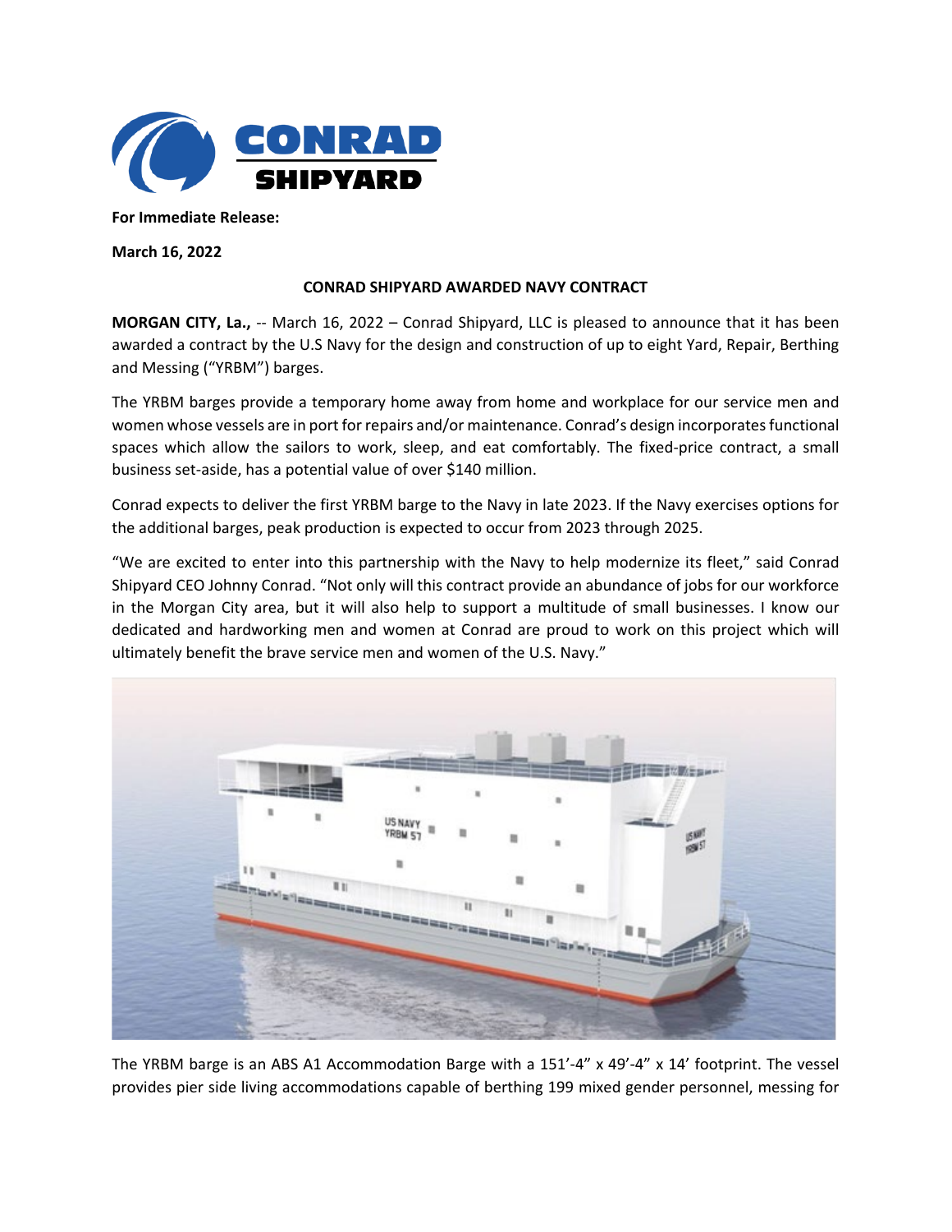**For Immediate Release:**

**March 16, 2022**

**CONRAD SHIPYARD AWARDED NAVY CONTRACT**

**MORGAN CITY, La.,** -- March 16, 2022 – Conrad Shipyard, LLC is pleased to announce that it has been awarded a contract by the U.S Navy for the design and construction of up to eight Yard, Repair, Berthing and Messing ("YRBM") barges.

The YRBM barges provide a temporary home away from home and workplace for our service men and women whose vessels are in port for repairs and/or maintenance. Conrad's design incorporates functional spaces which allow the sailors to work, sleep, and eat comfortably. The fixed-price contract, a small business set-aside, has a potential value of over $140 million.

Conrad expects to deliver the first YRBM barge to the Navy in late 2023. If the Navy exercises options for the additional barges, peak production is expected to occur from 2023 through 2025.

"We are excited to enter into this partnership with the Navy to help modernize its fleet," said Conrad Shipyard CEO Johnny Conrad. "Not only will this contract provide an abundance of jobs for our workforce in the Morgan City area, but it will also help to support a multitude of small businesses. I know our dedicated and hardworking men and women at Conrad are proud to work on this project which will ultimately benefit the brave service men and women of the U.S. Navy."

The YRBM barge is an ABS A1 Accommodation Barge with a 151'-4" x 49'-4" x 14' footprint. The vessel provides pier side living accommodations capable of berthing 199 mixed gender personnel, messing for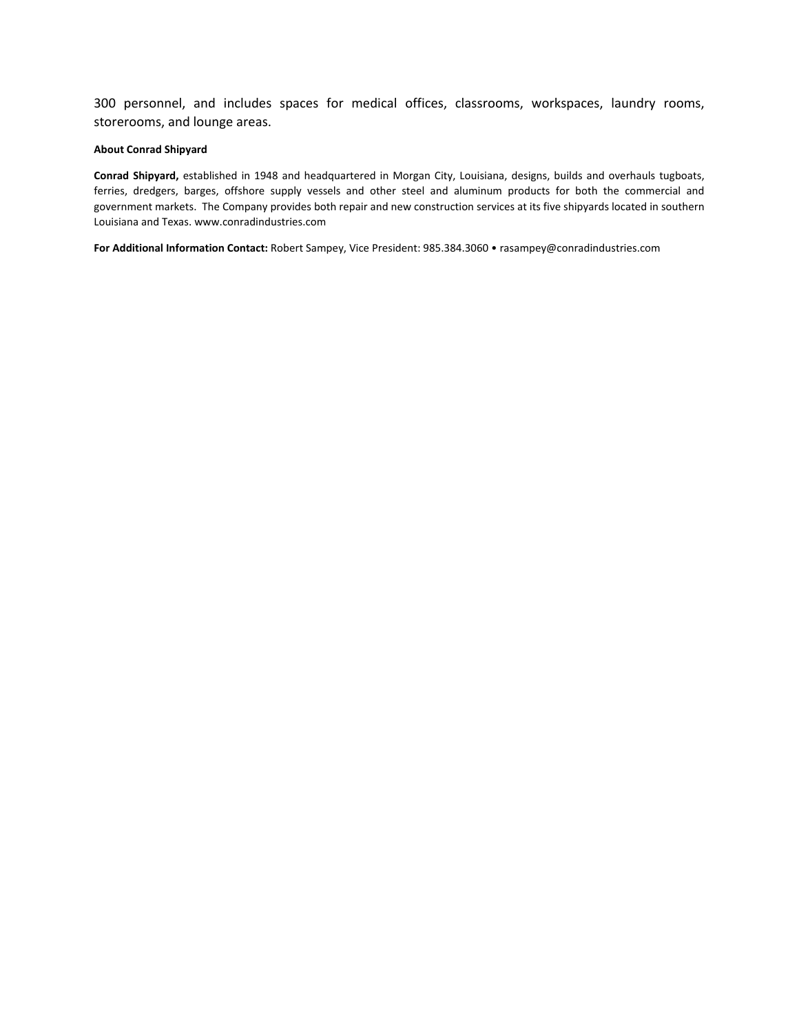300 personnel, and includes spaces for medical offices, classrooms, workspaces, laundry rooms, storerooms, and lounge areas.

**About Conrad Shipyard**

**Conrad Shipyard,** established in 1948 and headquartered in Morgan City, Louisiana, designs, builds and overhauls tugboats, ferries, dredgers, barges, offshore supply vessels and other steel and aluminum products for both the commercial and government markets. The Company provides both repair and new construction services at its five shipyards located in southern Louisiana and Texas. www.conradindustries.com

**For Additional Information Contact:** Robert Sampey, Vice President: 985.384.3060 • rasampey@conradindustries.com